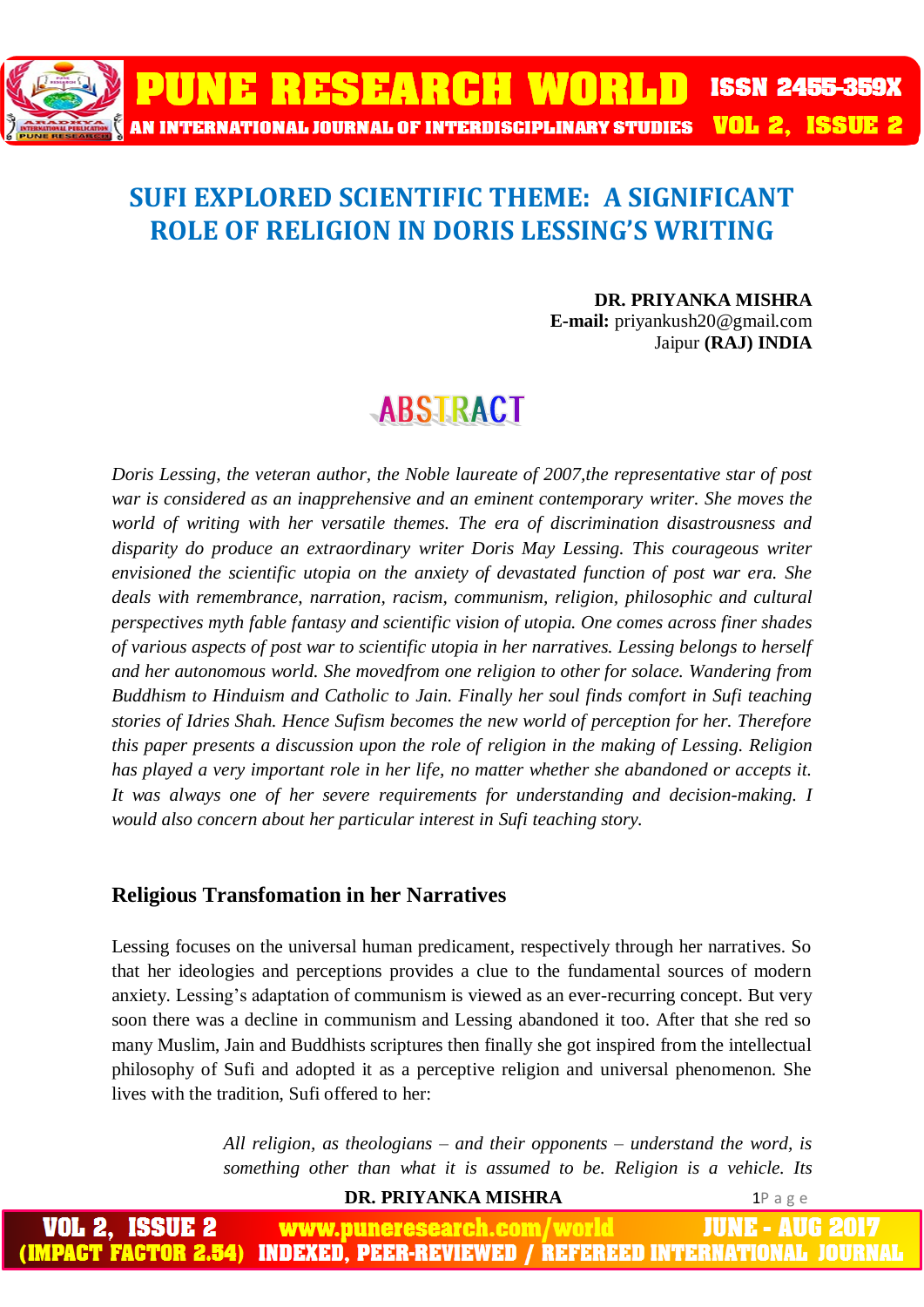# SUFI EXPLORED SCIENTIFIC THEME: A SIGNIFICANT ROLE OF RELIGION IN DORIS LESSING'S WRITING

**DR. PRIYANKA MISHRA**
**E-mail:** priyankush20@gmail.com
Jaipur **(RAJ) INDIA**

## ABSTRACT

*Doris Lessing, the veteran author, the Noble laureate of 2007,the representative star of post war is considered as an inapprehensive and an eminent contemporary writer. She moves the world of writing with her versatile themes. The era of discrimination disastrousness and disparity do produce an extraordinary writer Doris May Lessing. This courageous writer envisioned the scientific utopia on the anxiety of devastated function of post war era. She deals with remembrance, narration, racism, communism, religion, philosophic and cultural perspectives myth fable fantasy and scientific vision of utopia. One comes across finer shades of various aspects of post war to scientific utopia in her narratives. Lessing belongs to herself and her autonomous world. She movedfrom one religion to other for solace. Wandering from Buddhism to Hinduism and Catholic to Jain. Finally her soul finds comfort in Sufi teaching stories of Idries Shah. Hence Sufism becomes the new world of perception for her. Therefore this paper presents a discussion upon the role of religion in the making of Lessing. Religion has played a very important role in her life, no matter whether she abandoned or accepts it. It was always one of her severe requirements for understanding and decision-making. I would also concern about her particular interest in Sufi teaching story.*

## Religious Transfomation in her Narratives

Lessing focuses on the universal human predicament, respectively through her narratives. So that her ideologies and perceptions provides a clue to the fundamental sources of modern anxiety. Lessing's adaptation of communism is viewed as an ever-recurring concept. But very soon there was a decline in communism and Lessing abandoned it too. After that she red so many Muslim, Jain and Buddhists scriptures then finally she got inspired from the intellectual philosophy of Sufi and adopted it as a perceptive religion and universal phenomenon. She lives with the tradition, Sufi offered to her:

> *All religion, as theologians – and their opponents – understand the word, is something other than what it is assumed to be. Religion is a vehicle. Its*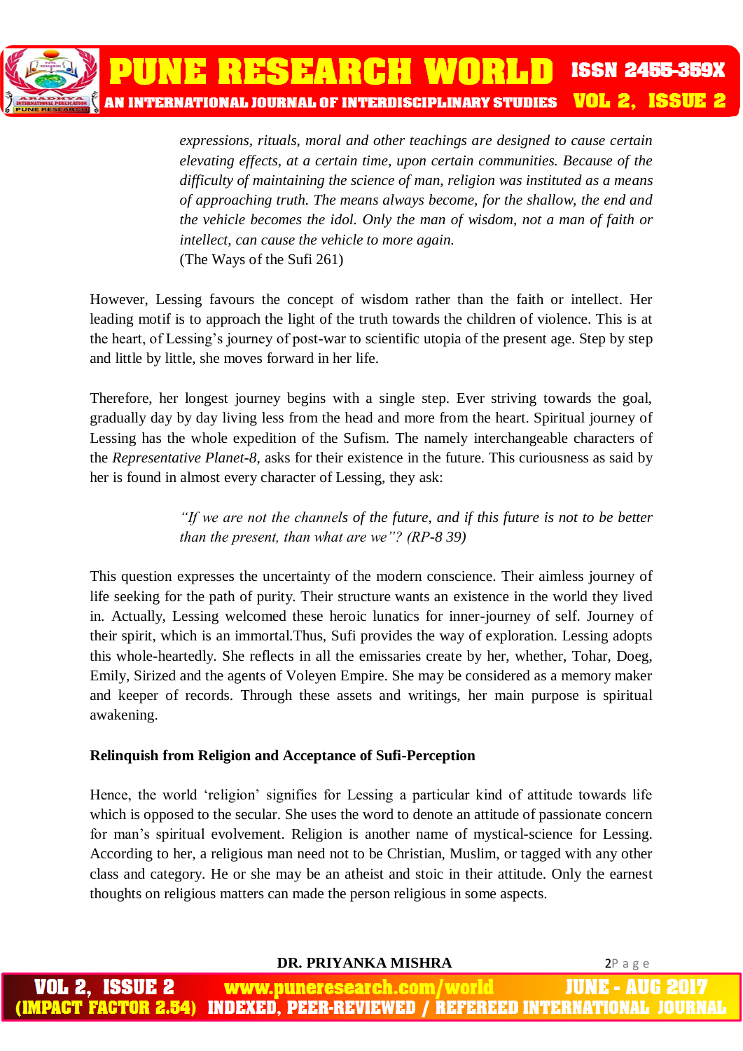> *expressions, rituals, moral and other teachings are designed to cause certain elevating effects, at a certain time, upon certain communities. Because of the difficulty of maintaining the science of man, religion was instituted as a means of approaching truth. The means always become, for the shallow, the end and the vehicle becomes the idol. Only the man of wisdom, not a man of faith or intellect, can cause the vehicle to more again.*
> (The Ways of the Sufi 261)

However, Lessing favours the concept of wisdom rather than the faith or intellect. Her leading motif is to approach the light of the truth towards the children of violence. This is at the heart, of Lessing's journey of post-war to scientific utopia of the present age. Step by step and little by little, she moves forward in her life.

Therefore, her longest journey begins with a single step. Ever striving towards the goal, gradually day by day living less from the head and more from the heart. Spiritual journey of Lessing has the whole expedition of the Sufism. The namely interchangeable characters of the *Representative Planet-8,* asks for their existence in the future. This curiousness as said by her is found in almost every character of Lessing, they ask:

> *"If we are not the channels of the future, and if this future is not to be better than the present, than what are we"? (RP-8 39)*

This question expresses the uncertainty of the modern conscience. Their aimless journey of life seeking for the path of purity. Their structure wants an existence in the world they lived in. Actually, Lessing welcomed these heroic lunatics for inner-journey of self. Journey of their spirit, which is an immortal.Thus, Sufi provides the way of exploration. Lessing adopts this whole-heartedly. She reflects in all the emissaries create by her, whether, Tohar, Doeg, Emily, Sirized and the agents of Voleyen Empire. She may be considered as a memory maker and keeper of records. Through these assets and writings, her main purpose is spiritual awakening.

**Relinquish from Religion and Acceptance of Sufi-Perception**

Hence, the world 'religion' signifies for Lessing a particular kind of attitude towards life which is opposed to the secular. She uses the word to denote an attitude of passionate concern for man's spiritual evolvement. Religion is another name of mystical-science for Lessing. According to her, a religious man need not to be Christian, Muslim, or tagged with any other class and category. He or she may be an atheist and stoic in their attitude. Only the earnest thoughts on religious matters can made the person religious in some aspects.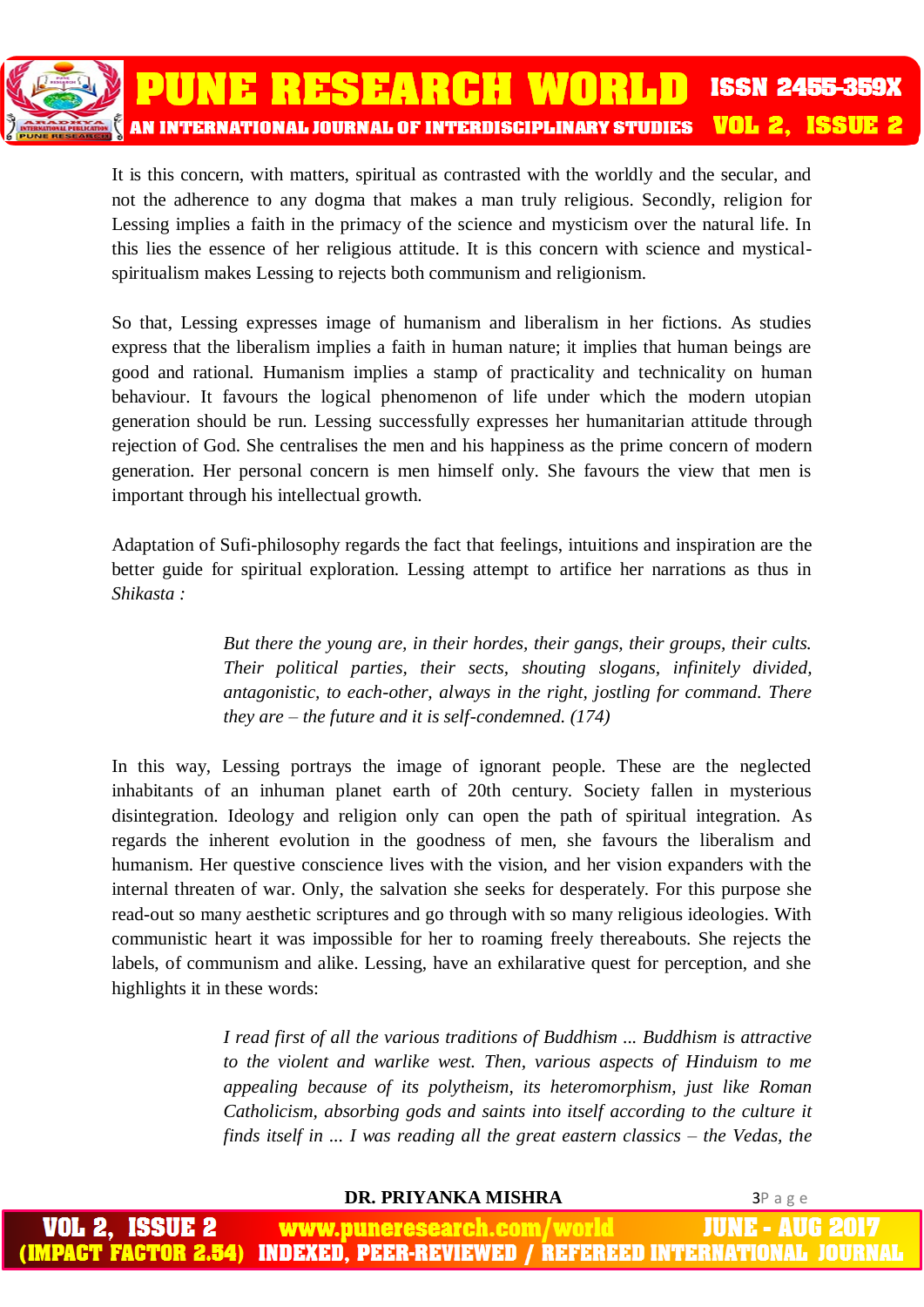It is this concern, with matters, spiritual as contrasted with the worldly and the secular, and not the adherence to any dogma that makes a man truly religious. Secondly, religion for Lessing implies a faith in the primacy of the science and mysticism over the natural life. In this lies the essence of her religious attitude. It is this concern with science and mystical-spiritualism makes Lessing to rejects both communism and religionism.

So that, Lessing expresses image of humanism and liberalism in her fictions. As studies express that the liberalism implies a faith in human nature; it implies that human beings are good and rational. Humanism implies a stamp of practicality and technicality on human behaviour. It favours the logical phenomenon of life under which the modern utopian generation should be run. Lessing successfully expresses her humanitarian attitude through rejection of God. She centralises the men and his happiness as the prime concern of modern generation. Her personal concern is men himself only. She favours the view that men is important through his intellectual growth.

Adaptation of Sufi-philosophy regards the fact that feelings, intuitions and inspiration are the better guide for spiritual exploration. Lessing attempt to artifice her narrations as thus in *Shikasta :*

> *But there the young are, in their hordes, their gangs, their groups, their cults. Their political parties, their sects, shouting slogans, infinitely divided, antagonistic, to each-other, always in the right, jostling for command. There they are – the future and it is self-condemned. (174)*

In this way, Lessing portrays the image of ignorant people. These are the neglected inhabitants of an inhuman planet earth of 20th century. Society fallen in mysterious disintegration. Ideology and religion only can open the path of spiritual integration. As regards the inherent evolution in the goodness of men, she favours the liberalism and humanism. Her questive conscience lives with the vision, and her vision expanders with the internal threaten of war. Only, the salvation she seeks for desperately. For this purpose she read-out so many aesthetic scriptures and go through with so many religious ideologies. With communistic heart it was impossible for her to roaming freely thereabouts. She rejects the labels, of communism and alike. Lessing, have an exhilarative quest for perception, and she highlights it in these words:

> *I read first of all the various traditions of Buddhism ... Buddhism is attractive to the violent and warlike west. Then, various aspects of Hinduism to me appealing because of its polytheism, its heteromorphism, just like Roman Catholicism, absorbing gods and saints into itself according to the culture it finds itself in ... I was reading all the great eastern classics – the Vedas, the*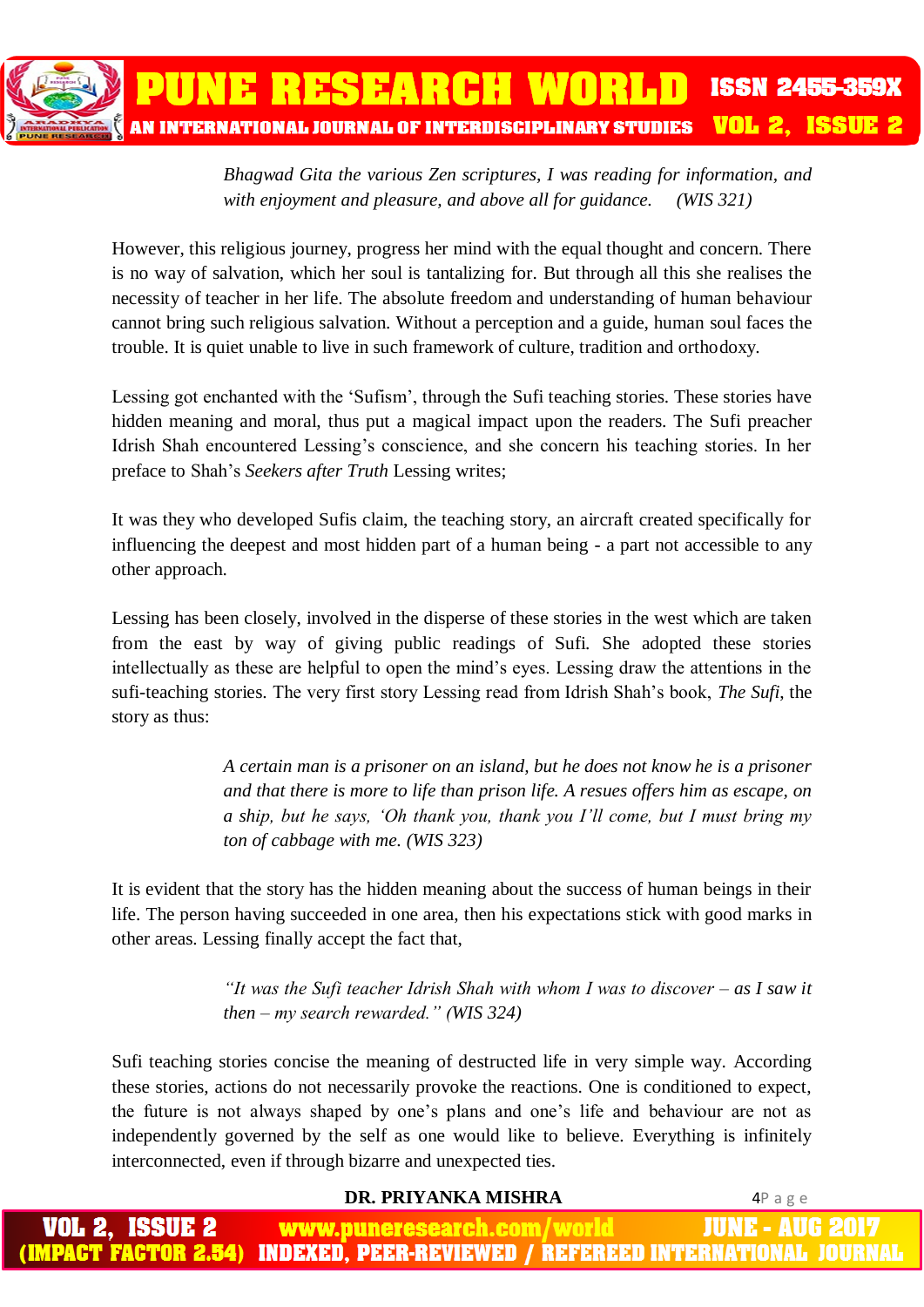*Bhagwad Gita the various Zen scriptures, I was reading for information, and with enjoyment and pleasure, and above all for guidance.* (WIS 321)

However, this religious journey, progress her mind with the equal thought and concern. There is no way of salvation, which her soul is tantalizing for. But through all this she realises the necessity of teacher in her life. The absolute freedom and understanding of human behaviour cannot bring such religious salvation. Without a perception and a guide, human soul faces the trouble. It is quiet unable to live in such framework of culture, tradition and orthodoxy.

Lessing got enchanted with the 'Sufism', through the Sufi teaching stories. These stories have hidden meaning and moral, thus put a magical impact upon the readers. The Sufi preacher Idrish Shah encountered Lessing's conscience, and she concern his teaching stories. In her preface to Shah's *Seekers after Truth* Lessing writes;

It was they who developed Sufis claim, the teaching story, an aircraft created specifically for influencing the deepest and most hidden part of a human being - a part not accessible to any other approach.

Lessing has been closely, involved in the disperse of these stories in the west which are taken from the east by way of giving public readings of Sufi. She adopted these stories intellectually as these are helpful to open the mind's eyes. Lessing draw the attentions in the sufi-teaching stories. The very first story Lessing read from Idrish Shah's book, *The Sufi*, the story as thus:

> *A certain man is a prisoner on an island, but he does not know he is a prisoner and that there is more to life than prison life. A resues offers him as escape, on a ship, but he says, 'Oh thank you, thank you I'll come, but I must bring my ton of cabbage with me. (WIS 323)*

It is evident that the story has the hidden meaning about the success of human beings in their life. The person having succeeded in one area, then his expectations stick with good marks in other areas. Lessing finally accept the fact that,

> *"It was the Sufi teacher Idrish Shah with whom I was to discover – as I saw it then – my search rewarded."* (WIS 324)

Sufi teaching stories concise the meaning of destructed life in very simple way. According these stories, actions do not necessarily provoke the reactions. One is conditioned to expect, the future is not always shaped by one's plans and one's life and behaviour are not as independently governed by the self as one would like to believe. Everything is infinitely interconnected, even if through bizarre and unexpected ties.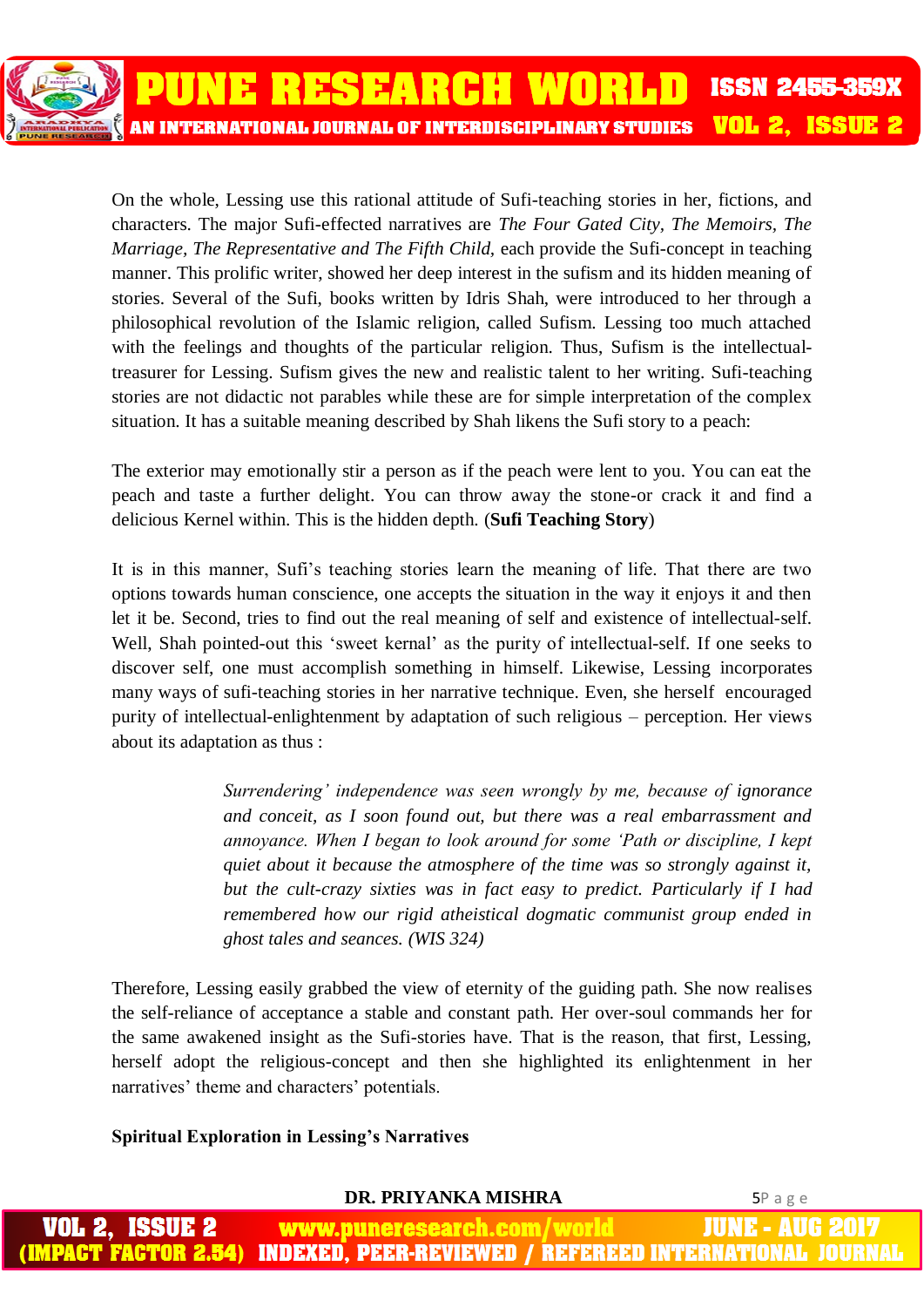On the whole, Lessing use this rational attitude of Sufi-teaching stories in her, fictions, and characters. The major Sufi-effected narratives are *The Four Gated City, The Memoirs, The Marriage, The Representative and The Fifth Child*, each provide the Sufi-concept in teaching manner. This prolific writer, showed her deep interest in the sufism and its hidden meaning of stories. Several of the Sufi, books written by Idris Shah, were introduced to her through a philosophical revolution of the Islamic religion, called Sufism. Lessing too much attached with the feelings and thoughts of the particular religion. Thus, Sufism is the intellectual-treasurer for Lessing. Sufism gives the new and realistic talent to her writing. Sufi-teaching stories are not didactic not parables while these are for simple interpretation of the complex situation. It has a suitable meaning described by Shah likens the Sufi story to a peach:

The exterior may emotionally stir a person as if the peach were lent to you. You can eat the peach and taste a further delight. You can throw away the stone-or crack it and find a delicious Kernel within. This is the hidden depth. (**Sufi Teaching Story**)

It is in this manner, Sufi's teaching stories learn the meaning of life. That there are two options towards human conscience, one accepts the situation in the way it enjoys it and then let it be. Second, tries to find out the real meaning of self and existence of intellectual-self. Well, Shah pointed-out this 'sweet kernal' as the purity of intellectual-self. If one seeks to discover self, one must accomplish something in himself. Likewise, Lessing incorporates many ways of sufi-teaching stories in her narrative technique. Even, she herself encouraged purity of intellectual-enlightenment by adaptation of such religious – perception. Her views about its adaptation as thus :

> *Surrendering' independence was seen wrongly by me, because of ignorance and conceit, as I soon found out, but there was a real embarrassment and annoyance. When I began to look around for some 'Path or discipline, I kept quiet about it because the atmosphere of the time was so strongly against it, but the cult-crazy sixties was in fact easy to predict. Particularly if I had remembered how our rigid atheistical dogmatic communist group ended in ghost tales and seances. (WIS 324)*

Therefore, Lessing easily grabbed the view of eternity of the guiding path. She now realises the self-reliance of acceptance a stable and constant path. Her over-soul commands her for the same awakened insight as the Sufi-stories have. That is the reason, that first, Lessing, herself adopt the religious-concept and then she highlighted its enlightenment in her narratives' theme and characters' potentials.

**Spiritual Exploration in Lessing's Narratives**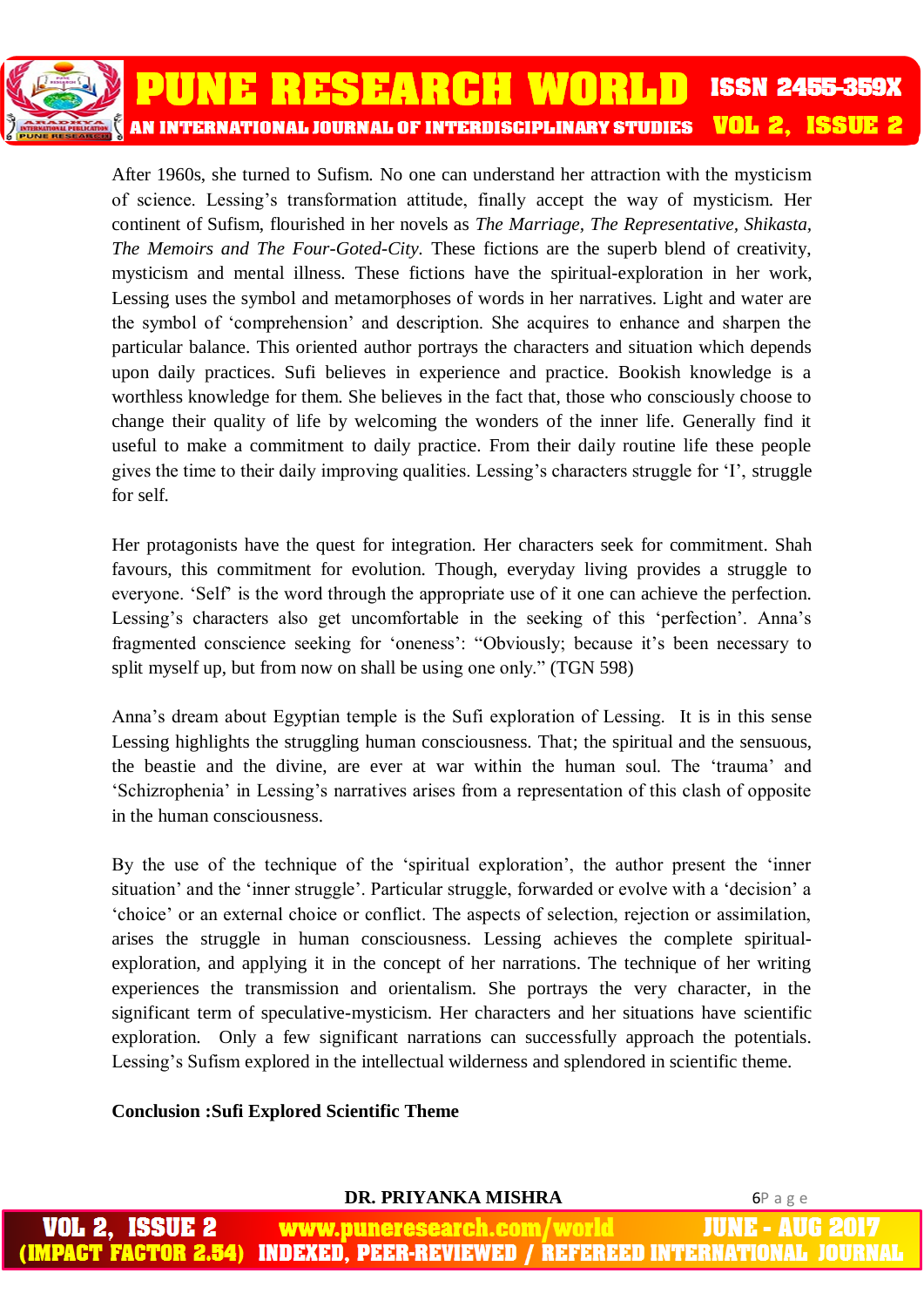After 1960s, she turned to Sufism. No one can understand her attraction with the mysticism of science. Lessing's transformation attitude, finally accept the way of mysticism. Her continent of Sufism, flourished in her novels as *The Marriage*, *The Representative*, *Shikasta*, *The Memoirs and The Four-Goted-City*. These fictions are the superb blend of creativity, mysticism and mental illness. These fictions have the spiritual-exploration in her work, Lessing uses the symbol and metamorphoses of words in her narratives. Light and water are the symbol of 'comprehension' and description. She acquires to enhance and sharpen the particular balance. This oriented author portrays the characters and situation which depends upon daily practices. Sufi believes in experience and practice. Bookish knowledge is a worthless knowledge for them. She believes in the fact that, those who consciously choose to change their quality of life by welcoming the wonders of the inner life. Generally find it useful to make a commitment to daily practice. From their daily routine life these people gives the time to their daily improving qualities. Lessing's characters struggle for 'I', struggle for self.

Her protagonists have the quest for integration. Her characters seek for commitment. Shah favours, this commitment for evolution. Though, everyday living provides a struggle to everyone. 'Self' is the word through the appropriate use of it one can achieve the perfection. Lessing's characters also get uncomfortable in the seeking of this 'perfection'. Anna's fragmented conscience seeking for 'oneness': "Obviously; because it's been necessary to split myself up, but from now on shall be using one only." (TGN 598)

Anna's dream about Egyptian temple is the Sufi exploration of Lessing. It is in this sense Lessing highlights the struggling human consciousness. That; the spiritual and the sensuous, the beastie and the divine, are ever at war within the human soul. The 'trauma' and 'Schizrophenia' in Lessing's narratives arises from a representation of this clash of opposite in the human consciousness.

By the use of the technique of the 'spiritual exploration', the author present the 'inner situation' and the 'inner struggle'. Particular struggle, forwarded or evolve with a 'decision' a 'choice' or an external choice or conflict. The aspects of selection, rejection or assimilation, arises the struggle in human consciousness. Lessing achieves the complete spiritual-exploration, and applying it in the concept of her narrations. The technique of her writing experiences the transmission and orientalism. She portrays the very character, in the significant term of speculative-mysticism. Her characters and her situations have scientific exploration. Only a few significant narrations can successfully approach the potentials. Lessing's Sufism explored in the intellectual wilderness and splendored in scientific theme.

**Conclusion :Sufi Explored Scientific Theme**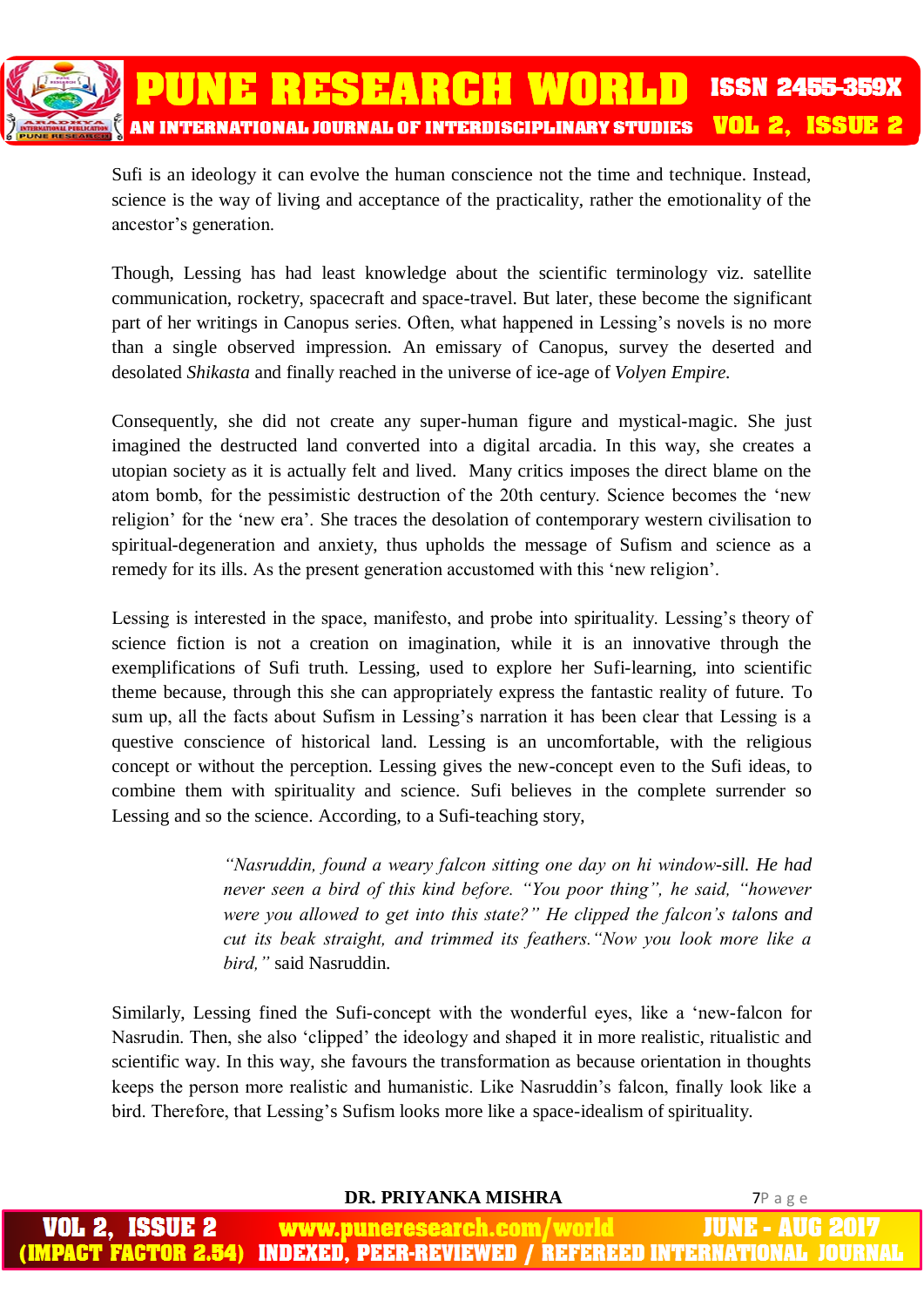Sufi is an ideology it can evolve the human conscience not the time and technique. Instead, science is the way of living and acceptance of the practicality, rather the emotionality of the ancestor's generation.

Though, Lessing has had least knowledge about the scientific terminology viz. satellite communication, rocketry, spacecraft and space-travel. But later, these become the significant part of her writings in Canopus series. Often, what happened in Lessing's novels is no more than a single observed impression. An emissary of Canopus, survey the deserted and desolated *Shikasta* and finally reached in the universe of ice-age of *Volyen Empire.*

Consequently, she did not create any super-human figure and mystical-magic. She just imagined the destructed land converted into a digital arcadia. In this way, she creates a utopian society as it is actually felt and lived. Many critics imposes the direct blame on the atom bomb, for the pessimistic destruction of the 20th century. Science becomes the 'new religion' for the 'new era'. She traces the desolation of contemporary western civilisation to spiritual-degeneration and anxiety, thus upholds the message of Sufism and science as a remedy for its ills. As the present generation accustomed with this 'new religion'.

Lessing is interested in the space, manifesto, and probe into spirituality. Lessing's theory of science fiction is not a creation on imagination, while it is an innovative through the exemplifications of Sufi truth. Lessing, used to explore her Sufi-learning, into scientific theme because, through this she can appropriately express the fantastic reality of future. To sum up, all the facts about Sufism in Lessing's narration it has been clear that Lessing is a questive conscience of historical land. Lessing is an uncomfortable, with the religious concept or without the perception. Lessing gives the new-concept even to the Sufi ideas, to combine them with spirituality and science. Sufi believes in the complete surrender so Lessing and so the science. According, to a Sufi-teaching story,

> *"Nasruddin, found a weary falcon sitting one day on hi window-sill. He had never seen a bird of this kind before. "You poor thing", he said, "however were you allowed to get into this state?" He clipped the falcon's talons and cut its beak straight, and trimmed its feathers."Now you look more like a bird,"* said Nasruddin.

Similarly, Lessing fined the Sufi-concept with the wonderful eyes, like a 'new-falcon for Nasrudin. Then, she also 'clipped' the ideology and shaped it in more realistic, ritualistic and scientific way. In this way, she favours the transformation as because orientation in thoughts keeps the person more realistic and humanistic. Like Nasruddin's falcon, finally look like a bird. Therefore, that Lessing's Sufism looks more like a space-idealism of spirituality.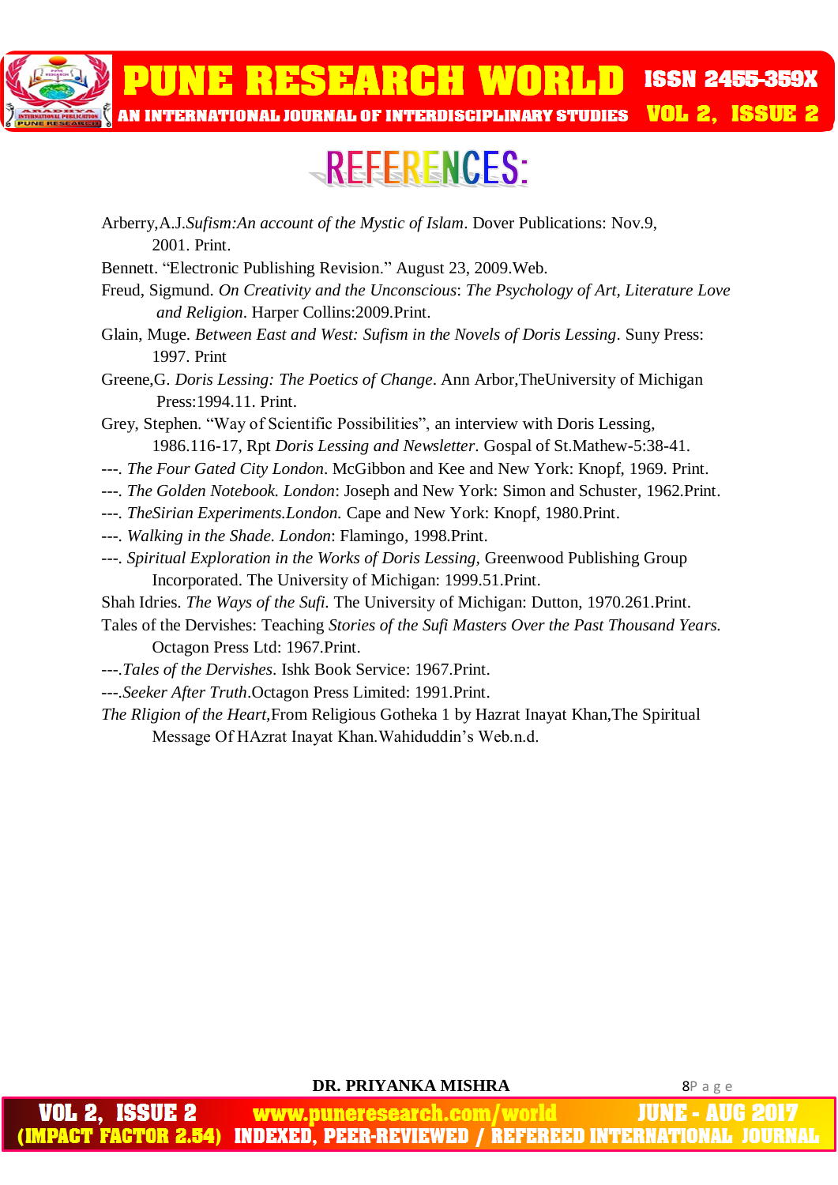# REFERENCES:

Arberry,A.J.*Sufism:An account of the Mystic of Islam*. Dover Publications: Nov.9, 2001. Print.

Bennett. "Electronic Publishing Revision." August 23, 2009.Web.

Freud, Sigmund. *On Creativity and the Unconscious*: *The Psychology of Art, Literature Love and Religion*. Harper Collins:2009.Print.

Glain, Muge. *Between East and West: Sufism in the Novels of Doris Lessing*. Suny Press: 1997. Print

Greene,G. *Doris Lessing: The Poetics of Change*. Ann Arbor,TheUniversity of Michigan Press:1994.11. Print.

Grey, Stephen. "Way of Scientific Possibilities", an interview with Doris Lessing, 1986.116-17, Rpt *Doris Lessing and Newsletter*. Gospal of St.Mathew-5:38-41.

---. *The Four Gated City London*. McGibbon and Kee and New York: Knopf, 1969. Print.

---. *The Golden Notebook. London*: Joseph and New York: Simon and Schuster, 1962.Print.

---. *TheSirian Experiments.London*. Cape and New York: Knopf, 1980.Print.

---. *Walking in the Shade. London*: Flamingo, 1998.Print.

---. *Spiritual Exploration in the Works of Doris Lessing*, Greenwood Publishing Group Incorporated. The University of Michigan: 1999.51.Print.

Shah Idries. *The Ways of the Sufi*. The University of Michigan: Dutton, 1970.261.Print.

Tales of the Dervishes: Teaching *Stories of the Sufi Masters Over the Past Thousand Years.* Octagon Press Ltd: 1967.Print.

---.*Tales of the Dervishes*. Ishk Book Service: 1967.Print.

---.*Seeker After Truth*.Octagon Press Limited: 1991.Print.

*The Rligion of the Heart,*From Religious Gotheka 1 by Hazrat Inayat Khan,The Spiritual Message Of HAzrat Inayat Khan.Wahiduddin's Web.n.d.